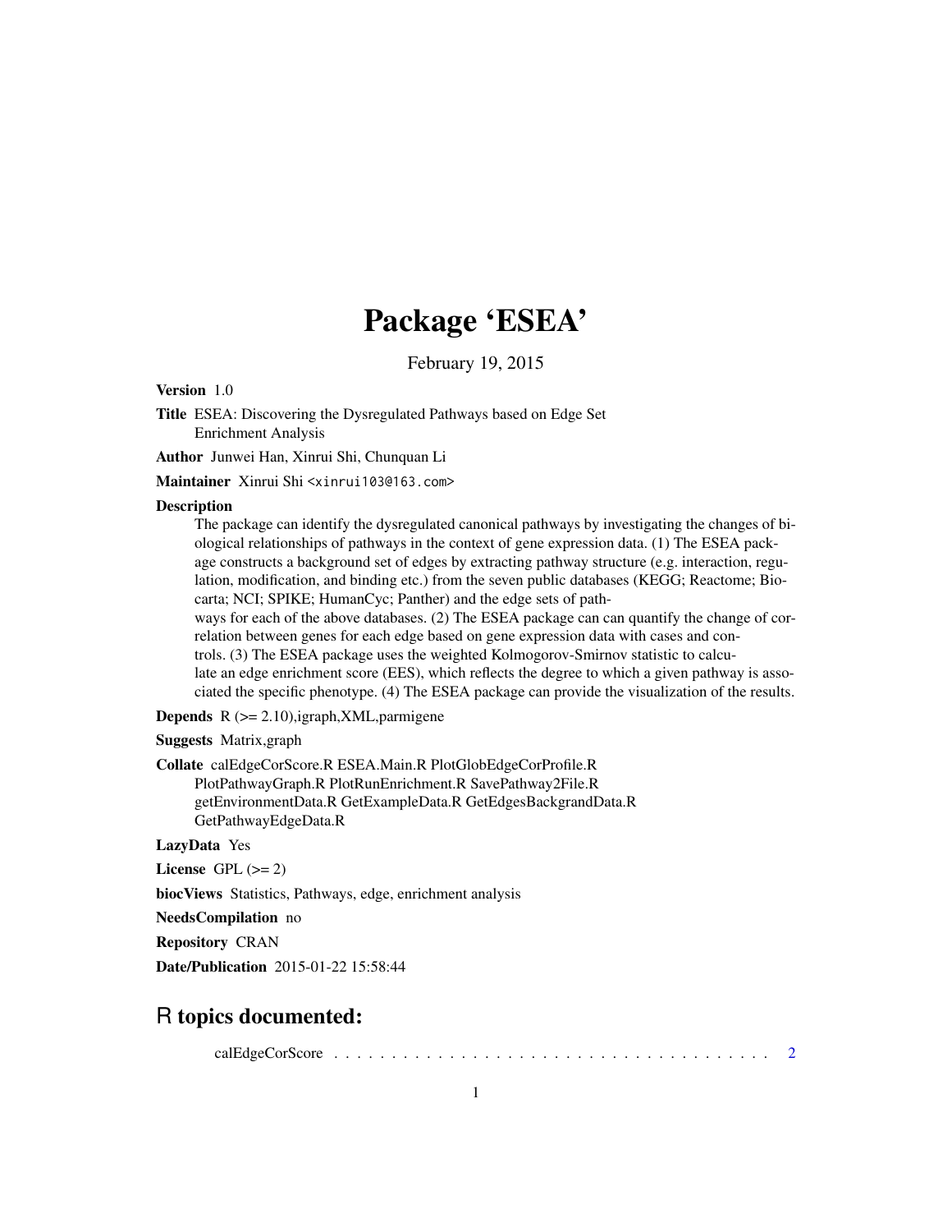# Package 'ESEA'

February 19, 2015

**Version** 1.0

**Title** ESEA: Discovering the Dysregulated Pathways based on Edge Set Enrichment Analysis

**Author** Junwei Han, Xinrui Shi, Chunquan Li

**Maintainer** Xinrui Shi <xinrui103@163.com>

**Description**
The package can identify the dysregulated canonical pathways by investigating the changes of biological relationships of pathways in the context of gene expression data. (1) The ESEA package constructs a background set of edges by extracting pathway structure (e.g. interaction, regulation, modification, and binding etc.) from the seven public databases (KEGG; Reactome; Biocarta; NCI; SPIKE; HumanCyc; Panther) and the edge sets of pathways for each of the above databases. (2) The ESEA package can can quantify the change of correlation between genes for each edge based on gene expression data with cases and controls. (3) The ESEA package uses the weighted Kolmogorov-Smirnov statistic to calculate an edge enrichment score (EES), which reflects the degree to which a given pathway is associated the specific phenotype. (4) The ESEA package can provide the visualization of the results.

**Depends** R (>= 2.10),igraph,XML,parmigene

**Suggests** Matrix,graph

**Collate** calEdgeCorScore.R ESEA.Main.R PlotGlobEdgeCorProfile.R PlotPathwayGraph.R PlotRunEnrichment.R SavePathway2File.R getEnvironmentData.R GetExampleData.R GetEdgesBackgrandData.R GetPathwayEdgeData.R

**LazyData** Yes

**License** GPL (>= 2)

**biocViews** Statistics, Pathways, edge, enrichment analysis

**NeedsCompilation** no

**Repository** CRAN

**Date/Publication** 2015-01-22 15:58:44

## R topics documented:

calEdgeCorScore . . . . . . . . . . . . . . . . . . . . . . . . . . . . . . . . . . . . . . 2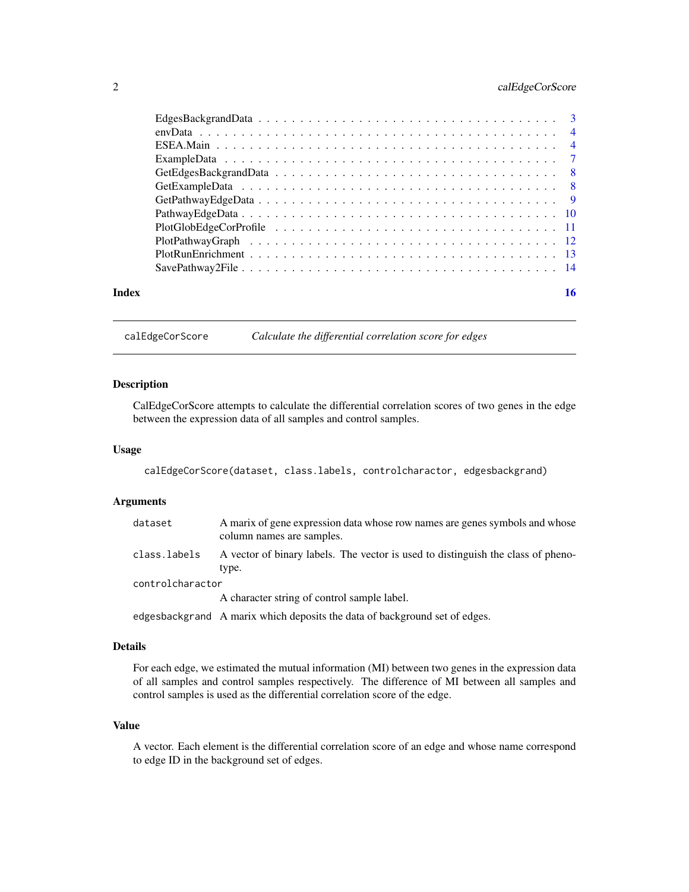| | |
|---|---|
| EdgesBackgrandData | 3 |
| envData | 4 |
| ESEA.Main | 4 |
| ExampleData | 7 |
| GetEdgesBackgrandData | 8 |
| GetExampleData | 8 |
| GetPathwayEdgeData | 9 |
| PathwayEdgeData | 10 |
| PlotGlobEdgeCorProfile | 11 |
| PlotPathwayGraph | 12 |
| PlotRunEnrichment | 13 |
| SavePathway2File | 14 |

**Index** **16**

---

## calEdgeCorScore — *Calculate the differential correlation score for edges*

### Description

CalEdgeCorScore attempts to calculate the differential correlation scores of two genes in the edge between the expression data of all samples and control samples.

### Usage

```
calEdgeCorScore(dataset, class.labels, controlcharactor, edgesbackgrand)
```

### Arguments

| | |
|---|---|
| dataset | A marix of gene expression data whose row names are genes symbols and whose column names are samples. |
| class.labels | A vector of binary labels. The vector is used to distinguish the class of phenotype. |
| controlcharactor | A character string of control sample label. |
| edgesbackgrand | A marix which deposits the data of background set of edges. |

### Details

For each edge, we estimated the mutual information (MI) between two genes in the expression data of all samples and control samples respectively. The difference of MI between all samples and control samples is used as the differential correlation score of the edge.

### Value

A vector. Each element is the differential correlation score of an edge and whose name correspond to edge ID in the background set of edges.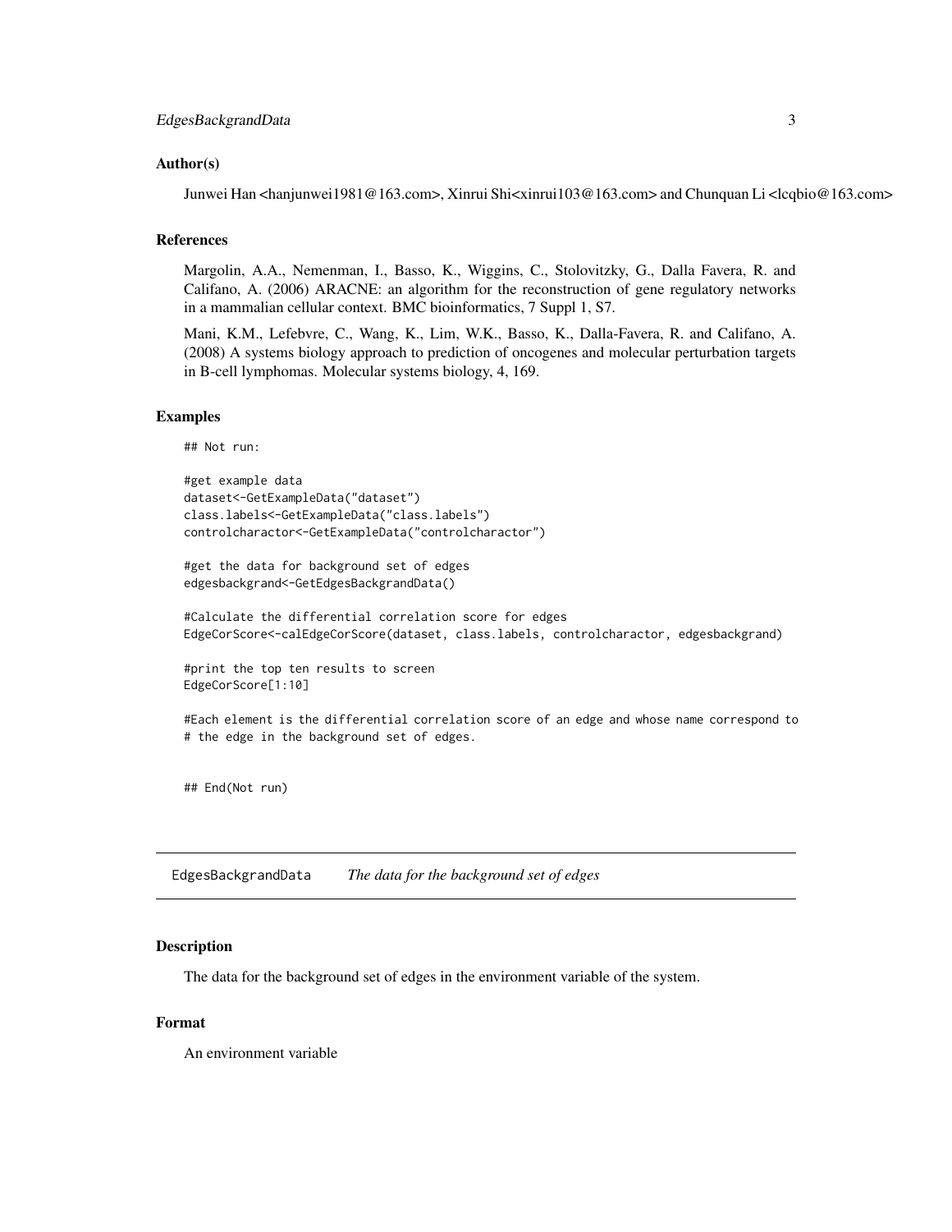### Author(s)

Junwei Han <hanjunwei1981@163.com>, Xinrui Shi<xinrui103@163.com> and Chunquan Li <lcqbio@163.com>

### References

Margolin, A.A., Nemenman, I., Basso, K., Wiggins, C., Stolovitzky, G., Dalla Favera, R. and Califano, A. (2006) ARACNE: an algorithm for the reconstruction of gene regulatory networks in a mammalian cellular context. BMC bioinformatics, 7 Suppl 1, S7.

Mani, K.M., Lefebvre, C., Wang, K., Lim, W.K., Basso, K., Dalla-Favera, R. and Califano, A. (2008) A systems biology approach to prediction of oncogenes and molecular perturbation targets in B-cell lymphomas. Molecular systems biology, 4, 169.

### Examples

```
## Not run:

#get example data
dataset<-GetExampleData("dataset")
class.labels<-GetExampleData("class.labels")
controlcharactor<-GetExampleData("controlcharactor")

#get the data for background set of edges
edgesbackgrand<-GetEdgesBackgrandData()

#Calculate the differential correlation score for edges
EdgeCorScore<-calEdgeCorScore(dataset, class.labels, controlcharactor, edgesbackgrand)

#print the top ten results to screen
EdgeCorScore[1:10]

#Each element is the differential correlation score of an edge and whose name correspond to
# the edge in the background set of edges.


## End(Not run)
```

---

## EdgesBackgrandData *The data for the background set of edges*

---

### Description

The data for the background set of edges in the environment variable of the system.

### Format

An environment variable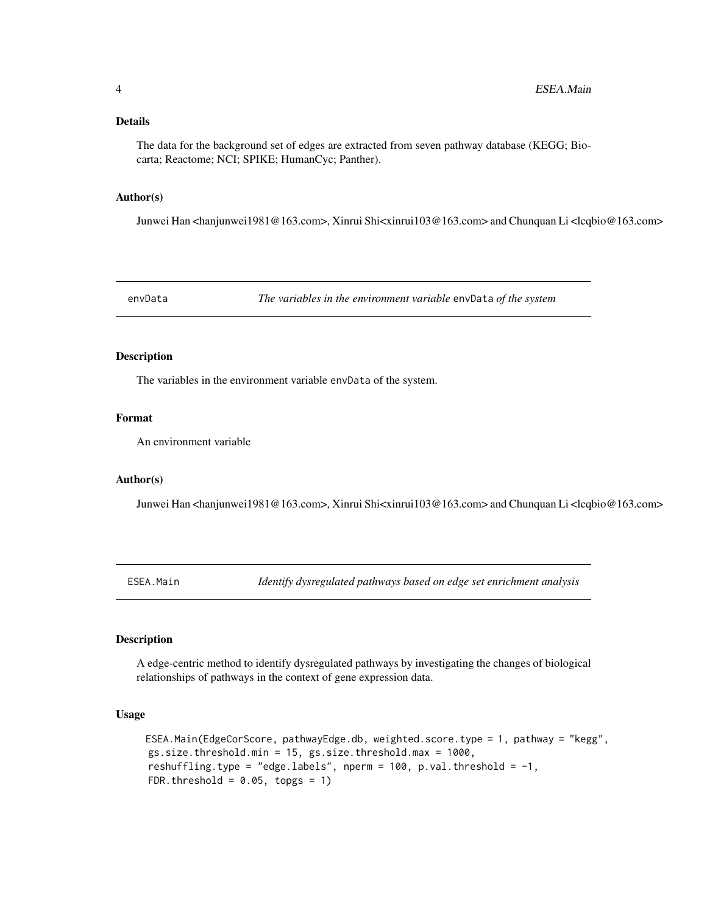### Details

The data for the background set of edges are extracted from seven pathway database (KEGG; Biocarta; Reactome; NCI; SPIKE; HumanCyc; Panther).

### Author(s)

Junwei Han <hanjunwei1981@163.com>, Xinrui Shi<xinrui103@163.com> and Chunquan Li <lcqbio@163.com>

---

## envData — *The variables in the environment variable* envData *of the system*

---

### Description

The variables in the environment variable envData of the system.

### Format

An environment variable

### Author(s)

Junwei Han <hanjunwei1981@163.com>, Xinrui Shi<xinrui103@163.com> and Chunquan Li <lcqbio@163.com>

---

## ESEA.Main — *Identify dysregulated pathways based on edge set enrichment analysis*

---

### Description

A edge-centric method to identify dysregulated pathways by investigating the changes of biological relationships of pathways in the context of gene expression data.

### Usage

```
ESEA.Main(EdgeCorScore, pathwayEdge.db, weighted.score.type = 1, pathway = "kegg",
 gs.size.threshold.min = 15, gs.size.threshold.max = 1000,
 reshuffling.type = "edge.labels", nperm = 100, p.val.threshold = -1,
 FDR.threshold = 0.05, topgs = 1)
```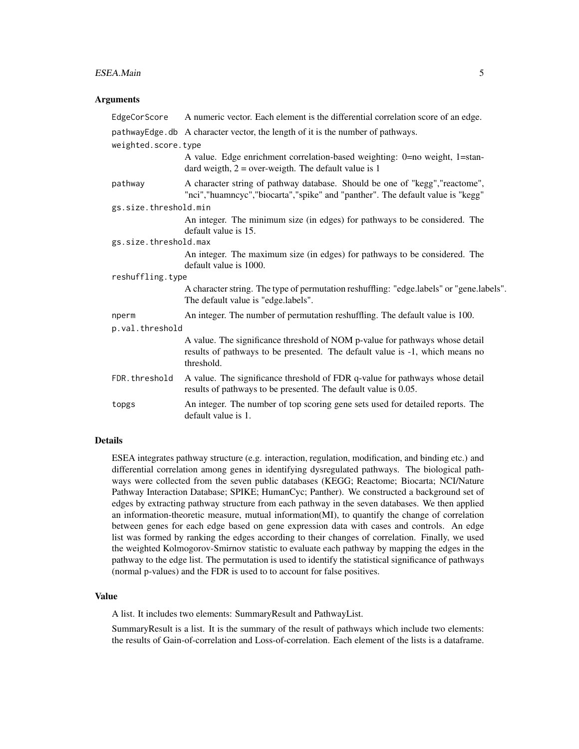### Arguments

| | |
|---|---|
| `EdgeCorScore` | A numeric vector. Each element is the differential correlation score of an edge. |
| `pathwayEdge.db` | A character vector, the length of it is the number of pathways. |
| `weighted.score.type` | A value. Edge enrichment correlation-based weighting: 0=no weight, 1=standard weigth, 2 = over-weigth. The default value is 1 |
| `pathway` | A character string of pathway database. Should be one of "kegg","reactome", "nci","huamncyc","biocarta","spike" and "panther". The default value is "kegg" |
| `gs.size.threshold.min` | An integer. The minimum size (in edges) for pathways to be considered. The default value is 15. |
| `gs.size.threshold.max` | An integer. The maximum size (in edges) for pathways to be considered. The default value is 1000. |
| `reshuffling.type` | A character string. The type of permutation reshuffling: "edge.labels" or "gene.labels". The default value is "edge.labels". |
| `nperm` | An integer. The number of permutation reshuffling. The default value is 100. |
| `p.val.threshold` | A value. The significance threshold of NOM p-value for pathways whose detail results of pathways to be presented. The default value is -1, which means no threshold. |
| `FDR.threshold` | A value. The significance threshold of FDR q-value for pathways whose detail results of pathways to be presented. The default value is 0.05. |
| `topgs` | An integer. The number of top scoring gene sets used for detailed reports. The default value is 1. |

### Details

ESEA integrates pathway structure (e.g. interaction, regulation, modification, and binding etc.) and differential correlation among genes in identifying dysregulated pathways. The biological pathways were collected from the seven public databases (KEGG; Reactome; Biocarta; NCI/Nature Pathway Interaction Database; SPIKE; HumanCyc; Panther). We constructed a background set of edges by extracting pathway structure from each pathway in the seven databases. We then applied an information-theoretic measure, mutual information(MI), to quantify the change of correlation between genes for each edge based on gene expression data with cases and controls. An edge list was formed by ranking the edges according to their changes of correlation. Finally, we used the weighted Kolmogorov-Smirnov statistic to evaluate each pathway by mapping the edges in the pathway to the edge list. The permutation is used to identify the statistical significance of pathways (normal p-values) and the FDR is used to to account for false positives.

### Value

A list. It includes two elements: SummaryResult and PathwayList.

SummaryResult is a list. It is the summary of the result of pathways which include two elements: the results of Gain-of-correlation and Loss-of-correlation. Each element of the lists is a dataframe.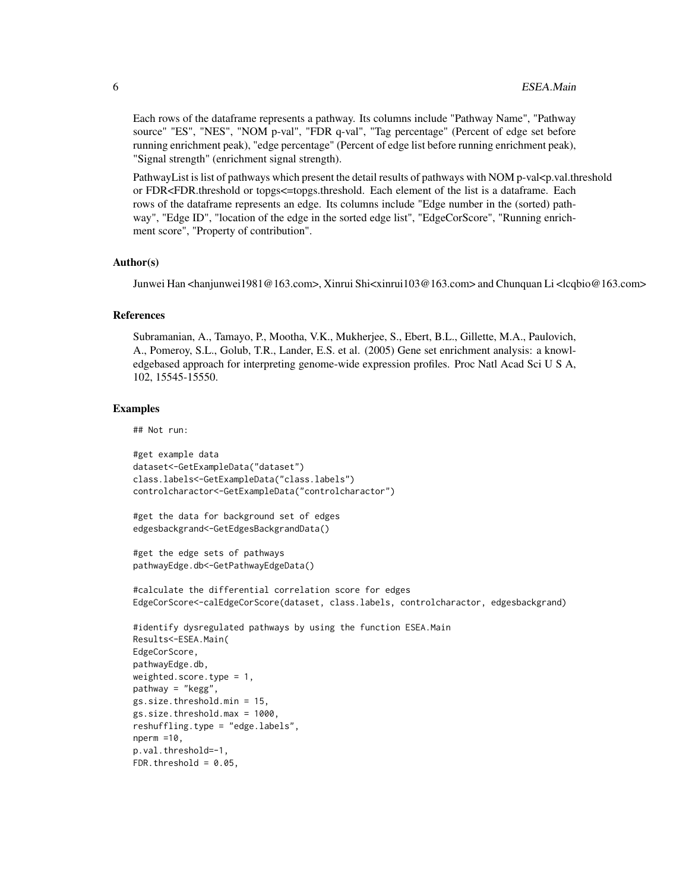Each rows of the dataframe represents a pathway. Its columns include "Pathway Name", "Pathway source" "ES", "NES", "NOM p-val", "FDR q-val", "Tag percentage" (Percent of edge set before running enrichment peak), "edge percentage" (Percent of edge list before running enrichment peak), "Signal strength" (enrichment signal strength).

PathwayList is list of pathways which present the detail results of pathways with NOM p-val<p.val.threshold or FDR<FDR.threshold or topgs<=topgs.threshold. Each element of the list is a dataframe. Each rows of the dataframe represents an edge. Its columns include "Edge number in the (sorted) pathway", "Edge ID", "location of the edge in the sorted edge list", "EdgeCorScore", "Running enrichment score", "Property of contribution".

### Author(s)

Junwei Han <hanjunwei1981@163.com>, Xinrui Shi<xinrui103@163.com> and Chunquan Li <lcqbio@163.com>

### References

Subramanian, A., Tamayo, P., Mootha, V.K., Mukherjee, S., Ebert, B.L., Gillette, M.A., Paulovich, A., Pomeroy, S.L., Golub, T.R., Lander, E.S. et al. (2005) Gene set enrichment analysis: a knowledgebased approach for interpreting genome-wide expression profiles. Proc Natl Acad Sci U S A, 102, 15545-15550.

### Examples

```
## Not run:

#get example data
dataset<-GetExampleData("dataset")
class.labels<-GetExampleData("class.labels")
controlcharactor<-GetExampleData("controlcharactor")

#get the data for background set of edges
edgesbackgrand<-GetEdgesBackgrandData()

#get the edge sets of pathways
pathwayEdge.db<-GetPathwayEdgeData()

#calculate the differential correlation score for edges
EdgeCorScore<-calEdgeCorScore(dataset, class.labels, controlcharactor, edgesbackgrand)

#identify dysregulated pathways by using the function ESEA.Main
Results<-ESEA.Main(
EdgeCorScore,
pathwayEdge.db,
weighted.score.type = 1,
pathway = "kegg",
gs.size.threshold.min = 15,
gs.size.threshold.max = 1000,
reshuffling.type = "edge.labels",
nperm =10,
p.val.threshold=-1,
FDR.threshold = 0.05,
```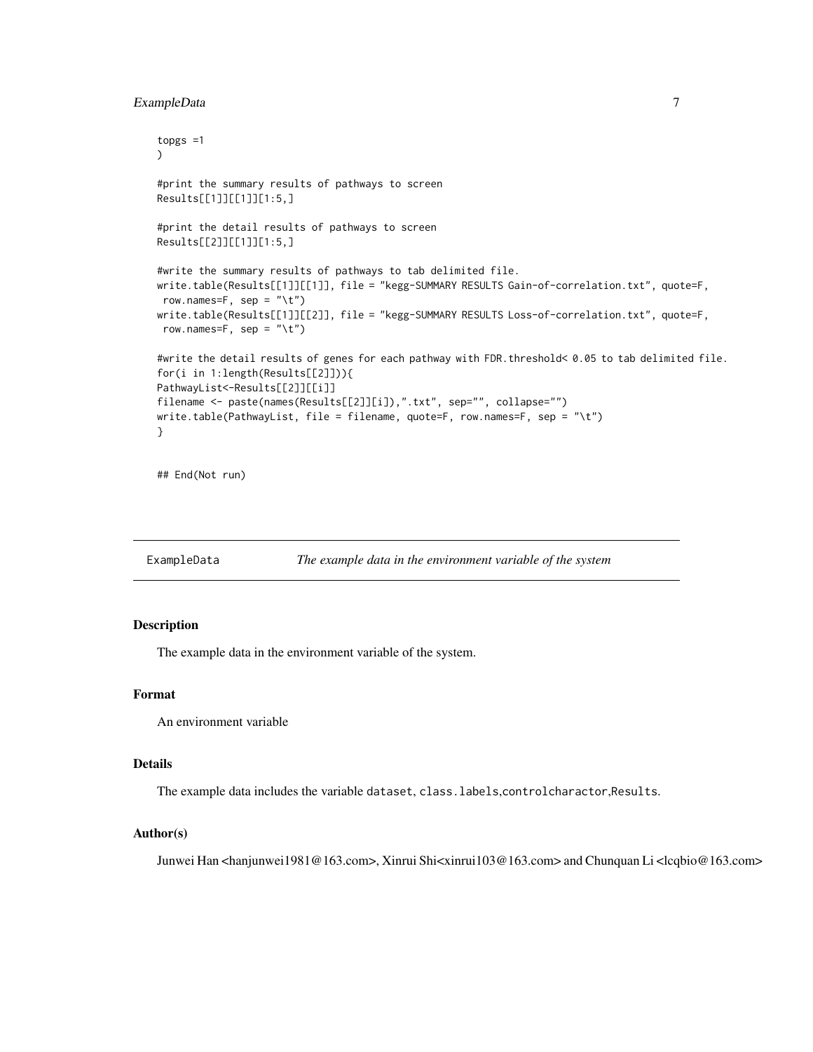```
topgs =1
)

#print the summary results of pathways to screen
Results[[1]][[1]][1:5,]

#print the detail results of pathways to screen
Results[[2]][[1]][1:5,]

#write the summary results of pathways to tab delimited file.
write.table(Results[[1]][[1]], file = "kegg-SUMMARY RESULTS Gain-of-correlation.txt", quote=F,
 row.names=F, sep = "\t")
write.table(Results[[1]][[2]], file = "kegg-SUMMARY RESULTS Loss-of-correlation.txt", quote=F,
 row.names=F, sep = "\t")

#write the detail results of genes for each pathway with FDR.threshold< 0.05 to tab delimited file.
for(i in 1:length(Results[[2]])){
PathwayList<-Results[[2]][[i]]
filename <- paste(names(Results[[2]][i]),".txt", sep="", collapse="")
write.table(PathwayList, file = filename, quote=F, row.names=F, sep = "\t")
}

## End(Not run)
```

---

## ExampleData — *The example data in the environment variable of the system*

---

### Description

The example data in the environment variable of the system.

### Format

An environment variable

### Details

The example data includes the variable `dataset`, `class.labels`,`controlcharactor`,`Results`.

### Author(s)

Junwei Han <hanjunwei1981@163.com>, Xinrui Shi<xinrui103@163.com> and Chunquan Li <lcqbio@163.com>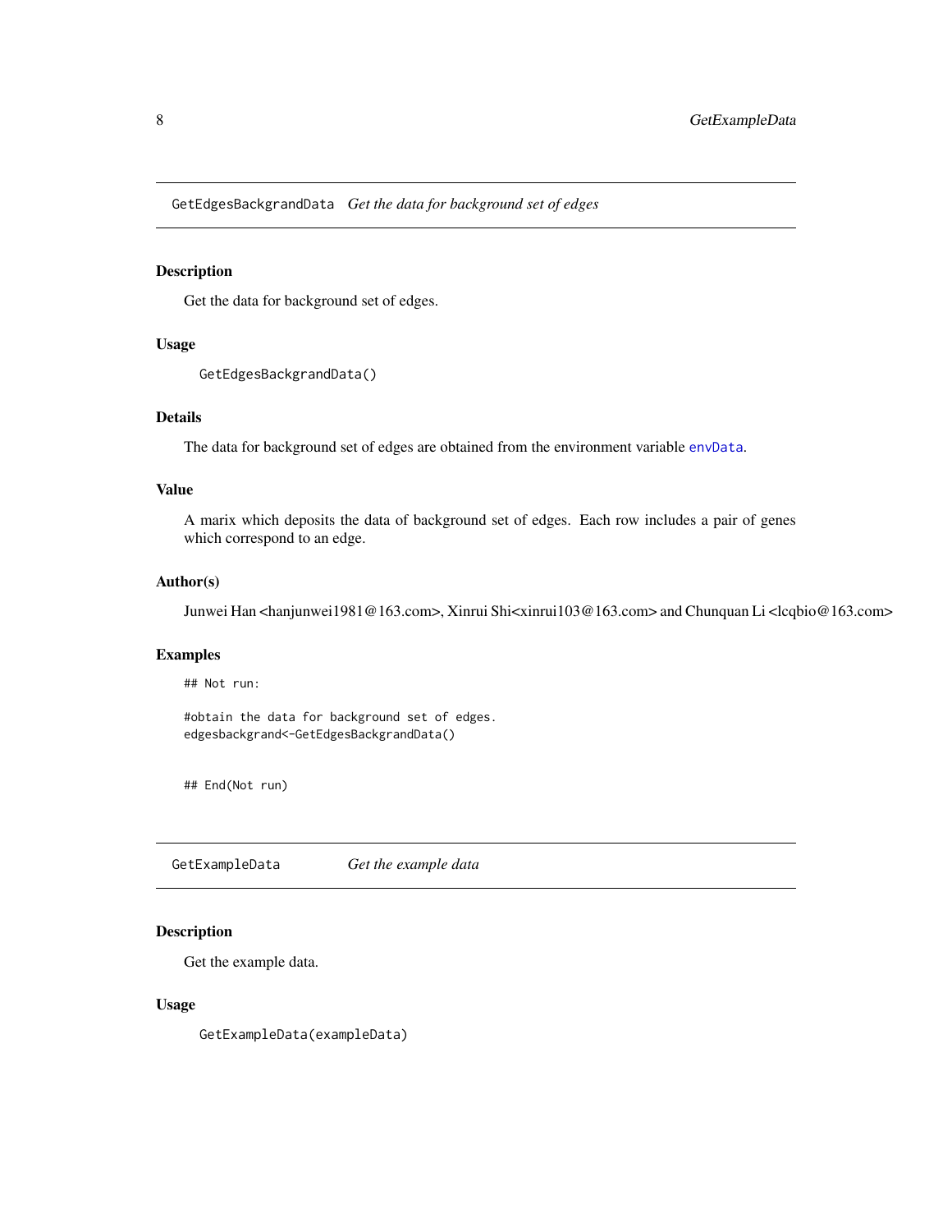## GetEdgesBackgrandData *Get the data for background set of edges*

### Description

Get the data for background set of edges.

### Usage

```
GetEdgesBackgrandData()
```

### Details

The data for background set of edges are obtained from the environment variable `envData`.

### Value

A marix which deposits the data of background set of edges. Each row includes a pair of genes which correspond to an edge.

### Author(s)

Junwei Han <hanjunwei1981@163.com>, Xinrui Shi<xinrui103@163.com> and Chunquan Li <lcqbio@163.com>

### Examples

```
## Not run:

#obtain the data for background set of edges.
edgesbackgrand<-GetEdgesBackgrandData()


## End(Not run)
```

## GetExampleData *Get the example data*

### Description

Get the example data.

### Usage

```
GetExampleData(exampleData)
```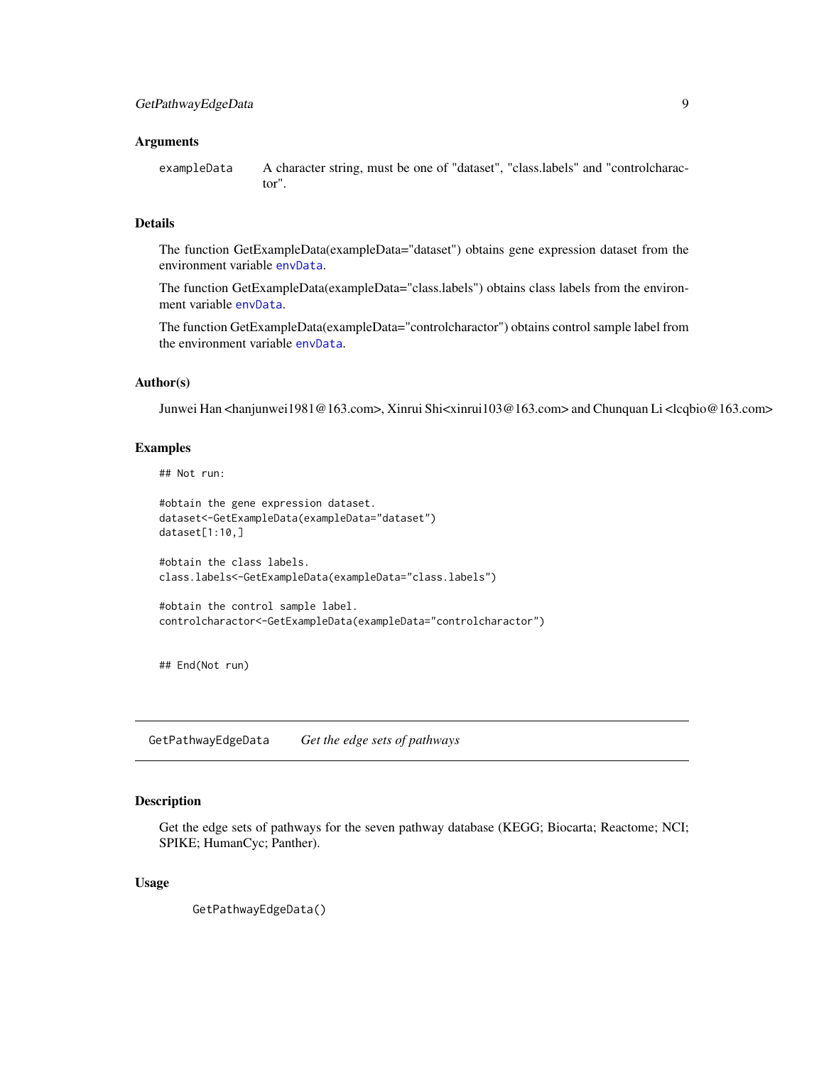### Arguments

exampleData    A character string, must be one of "dataset", "class.labels" and "controlcharactor".

### Details

The function GetExampleData(exampleData="dataset") obtains gene expression dataset from the environment variable envData.

The function GetExampleData(exampleData="class.labels") obtains class labels from the environment variable envData.

The function GetExampleData(exampleData="controlcharactor") obtains control sample label from the environment variable envData.

### Author(s)

Junwei Han <hanjunwei1981@163.com>, Xinrui Shi<xinrui103@163.com> and Chunquan Li <lcqbio@163.com>

### Examples

```
## Not run:

#obtain the gene expression dataset.
dataset<-GetExampleData(exampleData="dataset")
dataset[1:10,]

#obtain the class labels.
class.labels<-GetExampleData(exampleData="class.labels")

#obtain the control sample label.
controlcharactor<-GetExampleData(exampleData="controlcharactor")


## End(Not run)
```

---

## GetPathwayEdgeData    *Get the edge sets of pathways*

---

### Description

Get the edge sets of pathways for the seven pathway database (KEGG; Biocarta; Reactome; NCI; SPIKE; HumanCyc; Panther).

### Usage

```
GetPathwayEdgeData()
```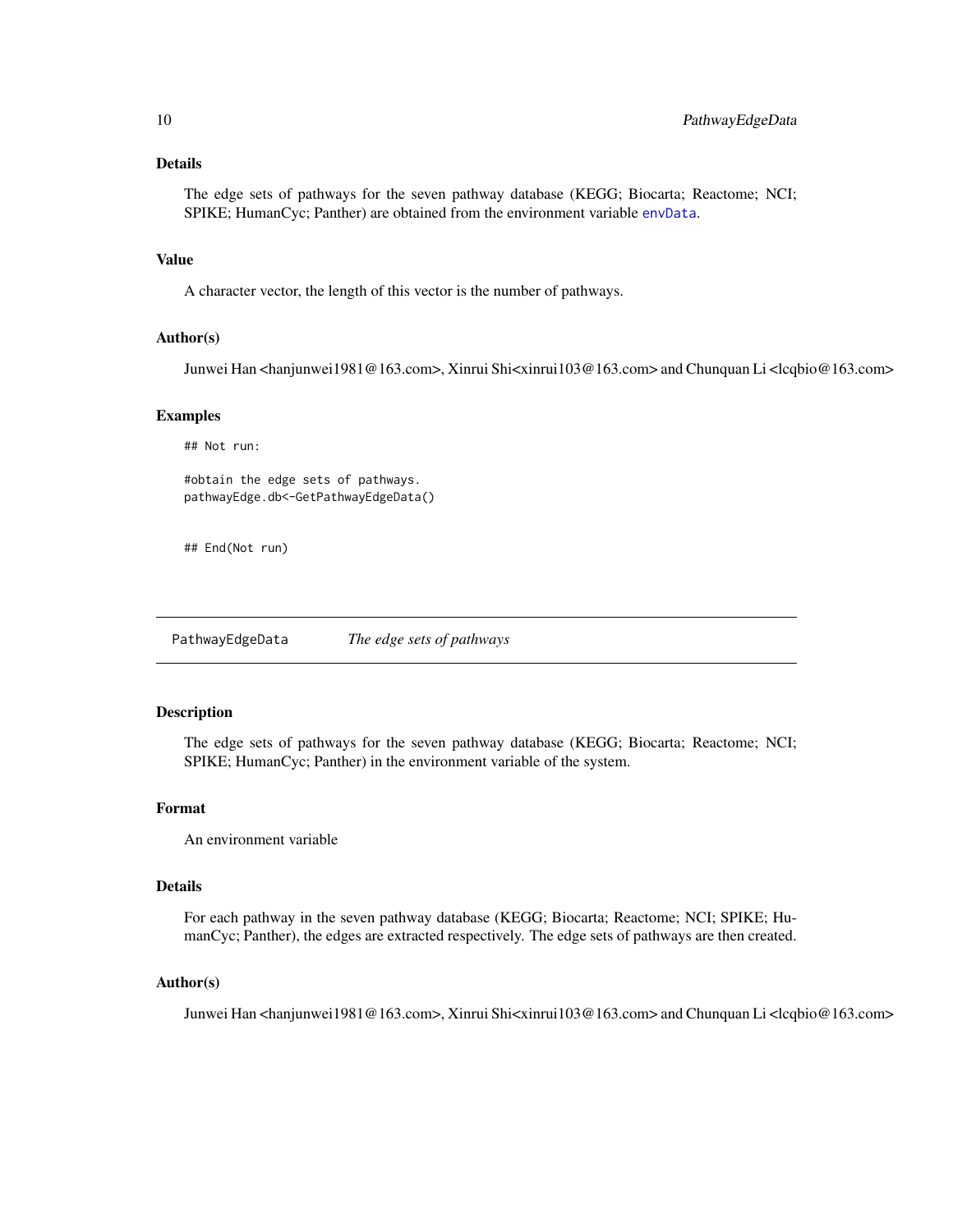### Details

The edge sets of pathways for the seven pathway database (KEGG; Biocarta; Reactome; NCI; SPIKE; HumanCyc; Panther) are obtained from the environment variable `envData`.

### Value

A character vector, the length of this vector is the number of pathways.

### Author(s)

Junwei Han <hanjunwei1981@163.com>, Xinrui Shi<xinrui103@163.com> and Chunquan Li <lcqbio@163.com>

### Examples

```
## Not run:

#obtain the edge sets of pathways.
pathwayEdge.db<-GetPathwayEdgeData()


## End(Not run)
```

---

## PathwayEdgeData *The edge sets of pathways*

---

### Description

The edge sets of pathways for the seven pathway database (KEGG; Biocarta; Reactome; NCI; SPIKE; HumanCyc; Panther) in the environment variable of the system.

### Format

An environment variable

### Details

For each pathway in the seven pathway database (KEGG; Biocarta; Reactome; NCI; SPIKE; HumanCyc; Panther), the edges are extracted respectively. The edge sets of pathways are then created.

### Author(s)

Junwei Han <hanjunwei1981@163.com>, Xinrui Shi<xinrui103@163.com> and Chunquan Li <lcqbio@163.com>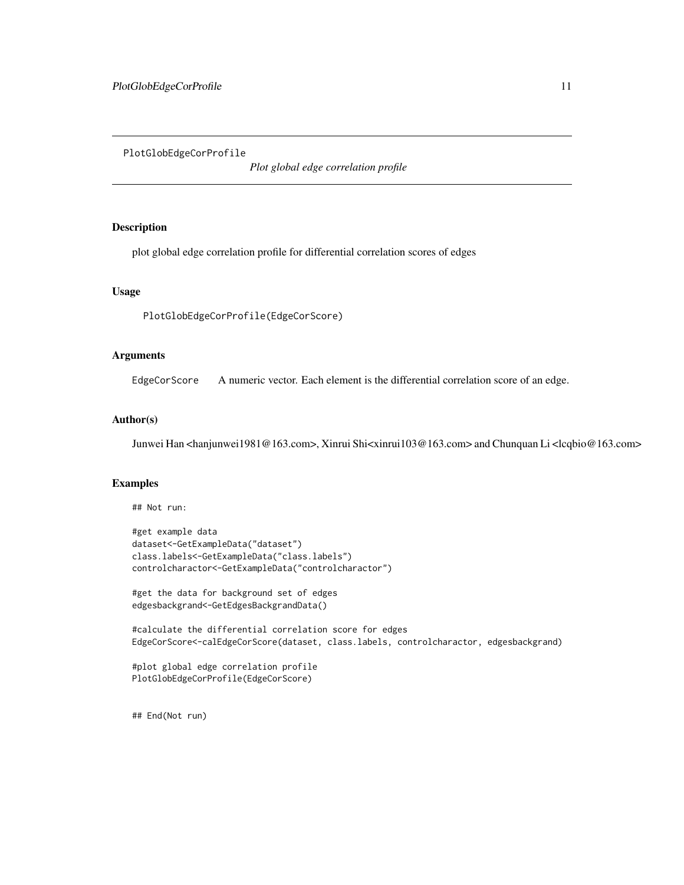PlotGlobEdgeCorProfile    *Plot global edge correlation profile*

## Description

plot global edge correlation profile for differential correlation scores of edges

## Usage

```
PlotGlobEdgeCorProfile(EdgeCorScore)
```

## Arguments

| | |
|---|---|
| EdgeCorScore | A numeric vector. Each element is the differential correlation score of an edge. |

## Author(s)

Junwei Han <hanjunwei1981@163.com>, Xinrui Shi<xinrui103@163.com> and Chunquan Li <lcqbio@163.com>

## Examples

```
## Not run:

#get example data
dataset<-GetExampleData("dataset")
class.labels<-GetExampleData("class.labels")
controlcharactor<-GetExampleData("controlcharactor")

#get the data for background set of edges
edgesbackgrand<-GetEdgesBackgrandData()

#calculate the differential correlation score for edges
EdgeCorScore<-calEdgeCorScore(dataset, class.labels, controlcharactor, edgesbackgrand)

#plot global edge correlation profile
PlotGlobEdgeCorProfile(EdgeCorScore)


## End(Not run)
```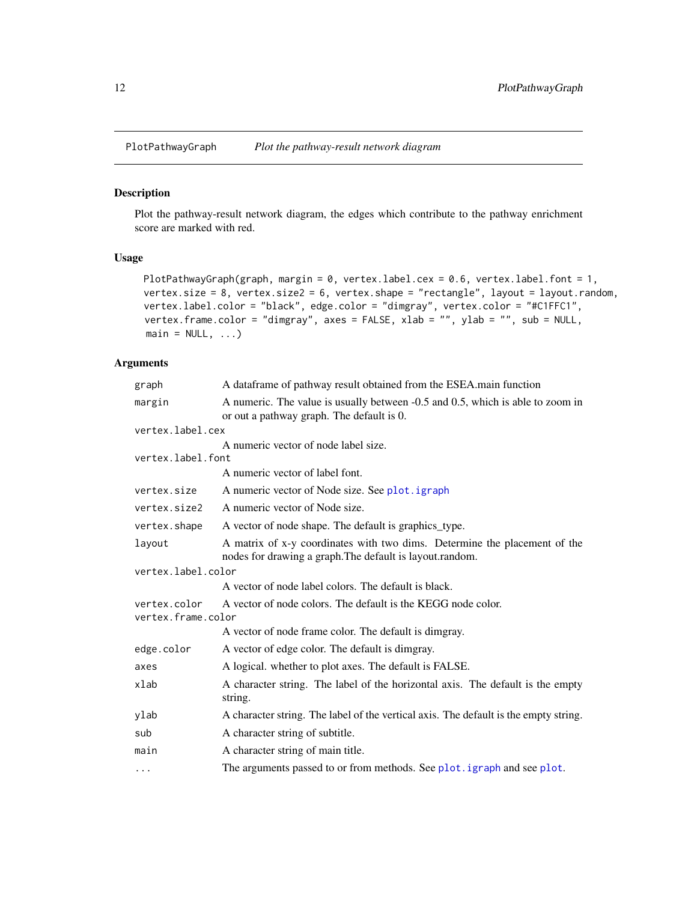## PlotPathwayGraph *Plot the pathway-result network diagram*

### Description

Plot the pathway-result network diagram, the edges which contribute to the pathway enrichment score are marked with red.

### Usage

```
PlotPathwayGraph(graph, margin = 0, vertex.label.cex = 0.6, vertex.label.font = 1,
vertex.size = 8, vertex.size2 = 6, vertex.shape = "rectangle", layout = layout.random,
vertex.label.color = "black", edge.color = "dimgray", vertex.color = "#C1FFC1",
vertex.frame.color = "dimgray", axes = FALSE, xlab = "", ylab = "", sub = NULL,
main = NULL, ...)
```

### Arguments

| | |
|---|---|
| `graph` | A dataframe of pathway result obtained from the ESEA.main function |
| `margin` | A numeric. The value is usually between -0.5 and 0.5, which is able to zoom in or out a pathway graph. The default is 0. |
| `vertex.label.cex` | A numeric vector of node label size. |
| `vertex.label.font` | A numeric vector of label font. |
| `vertex.size` | A numeric vector of Node size. See `plot.igraph` |
| `vertex.size2` | A numeric vector of Node size. |
| `vertex.shape` | A vector of node shape. The default is graphics_type. |
| `layout` | A matrix of x-y coordinates with two dims. Determine the placement of the nodes for drawing a graph.The default is layout.random. |
| `vertex.label.color` | A vector of node label colors. The default is black. |
| `vertex.color` | A vector of node colors. The default is the KEGG node color. |
| `vertex.frame.color` | A vector of node frame color. The default is dimgray. |
| `edge.color` | A vector of edge color. The default is dimgray. |
| `axes` | A logical. whether to plot axes. The default is FALSE. |
| `xlab` | A character string. The label of the horizontal axis. The default is the empty string. |
| `ylab` | A character string. The label of the vertical axis. The default is the empty string. |
| `sub` | A character string of subtitle. |
| `main` | A character string of main title. |
| `...` | The arguments passed to or from methods. See `plot.igraph` and see `plot`. |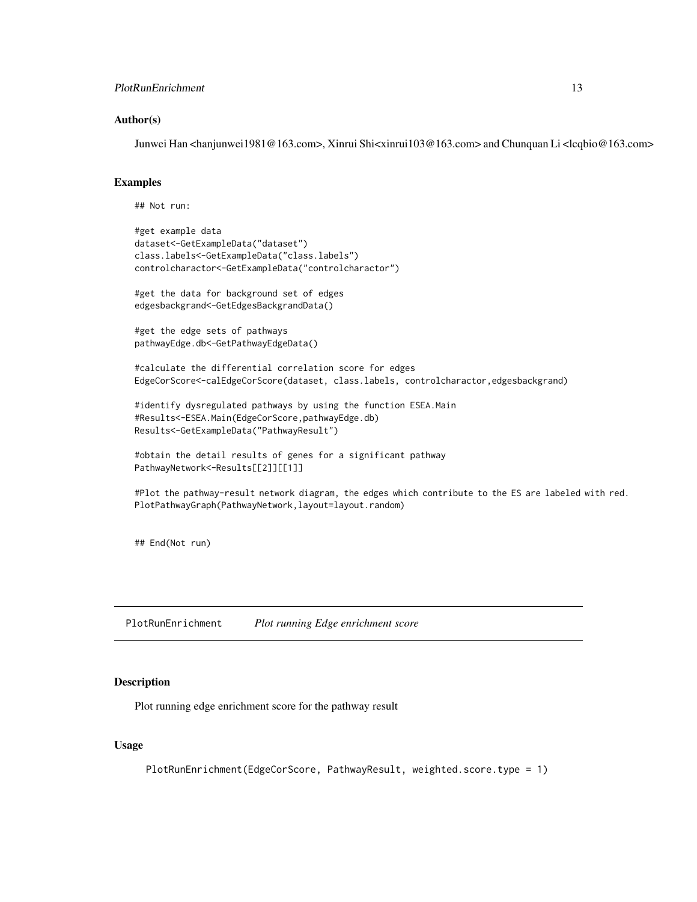### Author(s)

Junwei Han <hanjunwei1981@163.com>, Xinrui Shi<xinrui103@163.com> and Chunquan Li <lcqbio@163.com>

### Examples

```
## Not run:

#get example data
dataset<-GetExampleData("dataset")
class.labels<-GetExampleData("class.labels")
controlcharactor<-GetExampleData("controlcharactor")

#get the data for background set of edges
edgesbackgrand<-GetEdgesBackgrandData()

#get the edge sets of pathways
pathwayEdge.db<-GetPathwayEdgeData()

#calculate the differential correlation score for edges
EdgeCorScore<-calEdgeCorScore(dataset, class.labels, controlcharactor,edgesbackgrand)

#identify dysregulated pathways by using the function ESEA.Main
#Results<-ESEA.Main(EdgeCorScore,pathwayEdge.db)
Results<-GetExampleData("PathwayResult")

#obtain the detail results of genes for a significant pathway
PathwayNetwork<-Results[[2]][[1]]

#Plot the pathway-result network diagram, the edges which contribute to the ES are labeled with red.
PlotPathwayGraph(PathwayNetwork,layout=layout.random)


## End(Not run)
```

---

## PlotRunEnrichment *Plot running Edge enrichment score*

### Description

Plot running edge enrichment score for the pathway result

### Usage

```
PlotRunEnrichment(EdgeCorScore, PathwayResult, weighted.score.type = 1)
```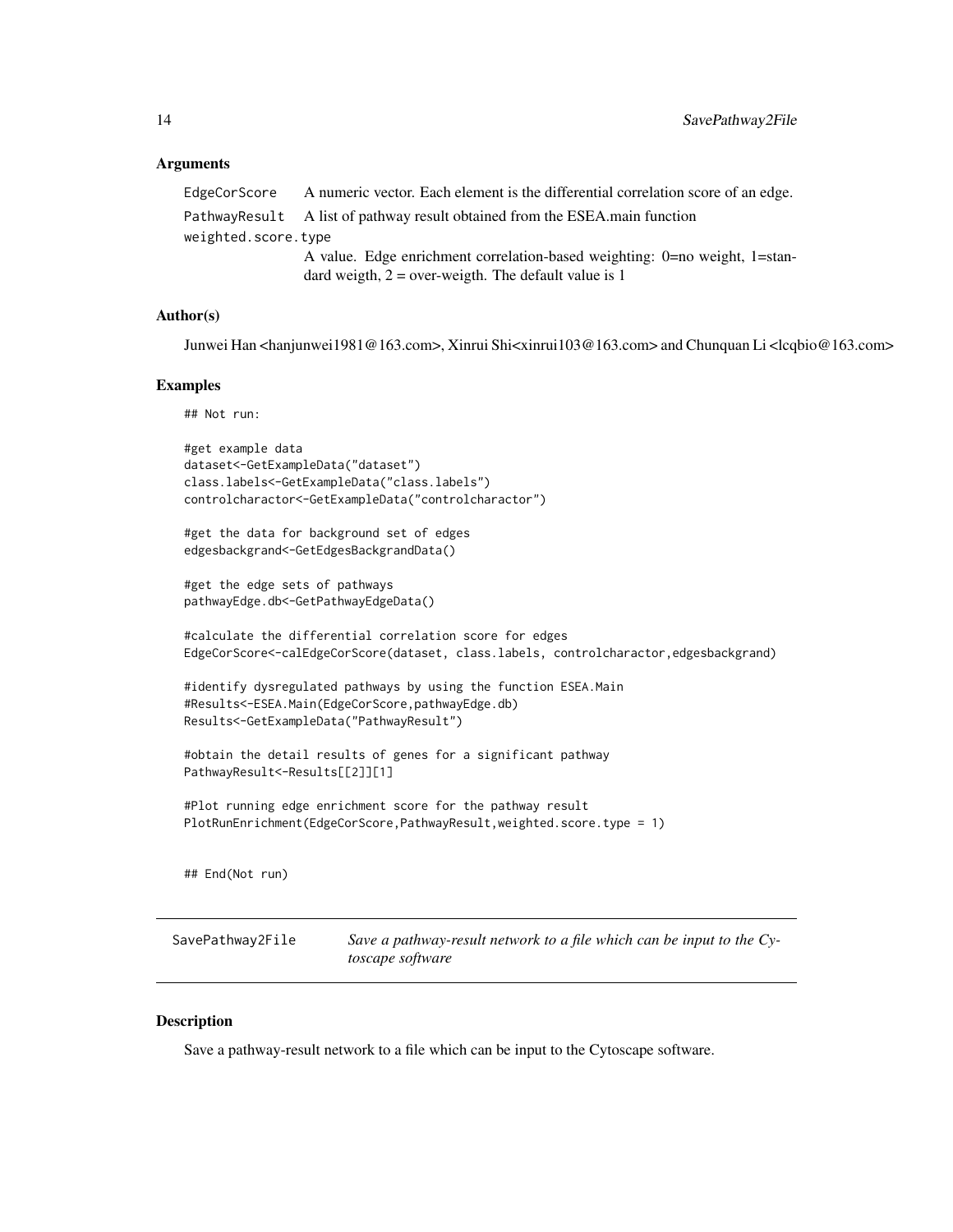### Arguments

| | |
|---|---|
| EdgeCorScore | A numeric vector. Each element is the differential correlation score of an edge. |
| PathwayResult | A list of pathway result obtained from the ESEA.main function |
| weighted.score.type | A value. Edge enrichment correlation-based weighting: 0=no weight, 1=standard weigth, 2 = over-weigth. The default value is 1 |

### Author(s)

Junwei Han <hanjunwei1981@163.com>, Xinrui Shi<xinrui103@163.com> and Chunquan Li <lcqbio@163.com>

### Examples

```
## Not run:

#get example data
dataset<-GetExampleData("dataset")
class.labels<-GetExampleData("class.labels")
controlcharactor<-GetExampleData("controlcharactor")

#get the data for background set of edges
edgesbackgrand<-GetEdgesBackgrandData()

#get the edge sets of pathways
pathwayEdge.db<-GetPathwayEdgeData()

#calculate the differential correlation score for edges
EdgeCorScore<-calEdgeCorScore(dataset, class.labels, controlcharactor,edgesbackgrand)

#identify dysregulated pathways by using the function ESEA.Main
#Results<-ESEA.Main(EdgeCorScore,pathwayEdge.db)
Results<-GetExampleData("PathwayResult")

#obtain the detail results of genes for a significant pathway
PathwayResult<-Results[[2]][1]

#Plot running edge enrichment score for the pathway result
PlotRunEnrichment(EdgeCorScore,PathwayResult,weighted.score.type = 1)


## End(Not run)
```

---

## SavePathway2File — *Save a pathway-result network to a file which can be input to the Cytoscape software*

---

### Description

Save a pathway-result network to a file which can be input to the Cytoscape software.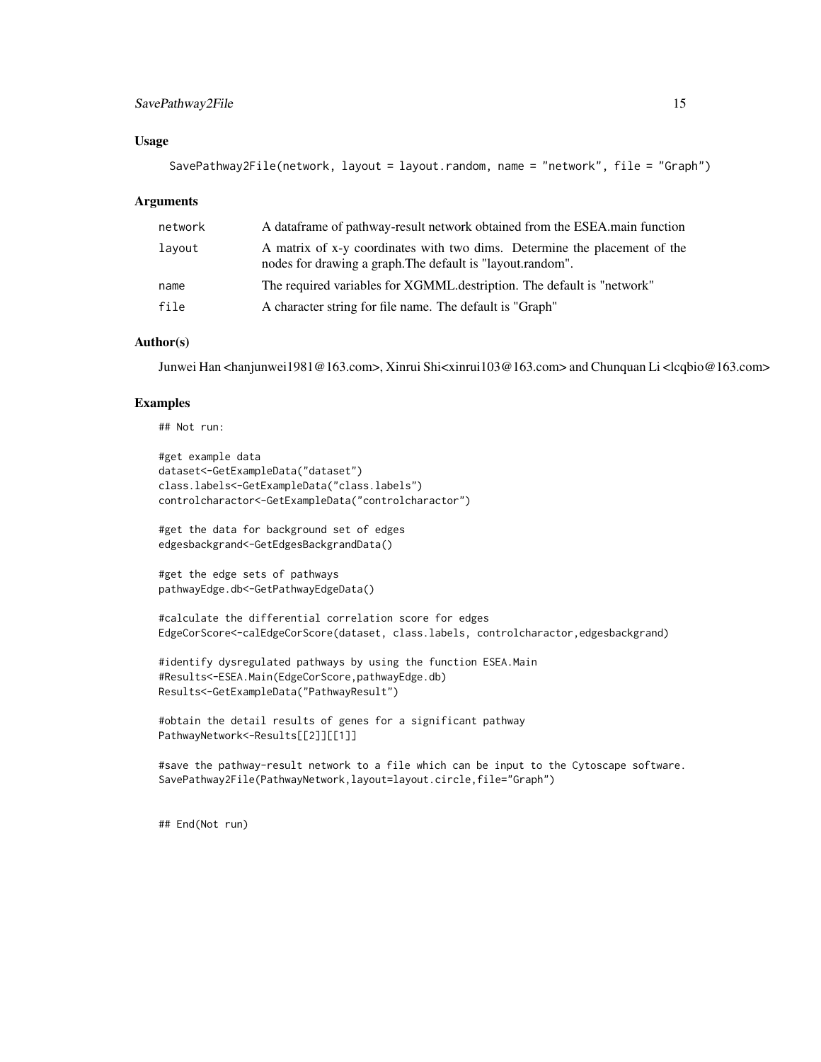### Usage

```
SavePathway2File(network, layout = layout.random, name = "network", file = "Graph")
```

### Arguments

| | |
|---|---|
| network | A dataframe of pathway-result network obtained from the ESEA.main function |
| layout | A matrix of x-y coordinates with two dims. Determine the placement of the nodes for drawing a graph.The default is "layout.random". |
| name | The required variables for XGMML.destription. The default is "network" |
| file | A character string for file name. The default is "Graph" |

### Author(s)

Junwei Han <hanjunwei1981@163.com>, Xinrui Shi<xinrui103@163.com> and Chunquan Li <lcqbio@163.com>

### Examples

```
## Not run:

#get example data
dataset<-GetExampleData("dataset")
class.labels<-GetExampleData("class.labels")
controlcharactor<-GetExampleData("controlcharactor")

#get the data for background set of edges
edgesbackgrand<-GetEdgesBackgrandData()

#get the edge sets of pathways
pathwayEdge.db<-GetPathwayEdgeData()

#calculate the differential correlation score for edges
EdgeCorScore<-calEdgeCorScore(dataset, class.labels, controlcharactor,edgesbackgrand)

#identify dysregulated pathways by using the function ESEA.Main
#Results<-ESEA.Main(EdgeCorScore,pathwayEdge.db)
Results<-GetExampleData("PathwayResult")

#obtain the detail results of genes for a significant pathway
PathwayNetwork<-Results[[2]][[1]]

#save the pathway-result network to a file which can be input to the Cytoscape software.
SavePathway2File(PathwayNetwork,layout=layout.circle,file="Graph")


## End(Not run)
```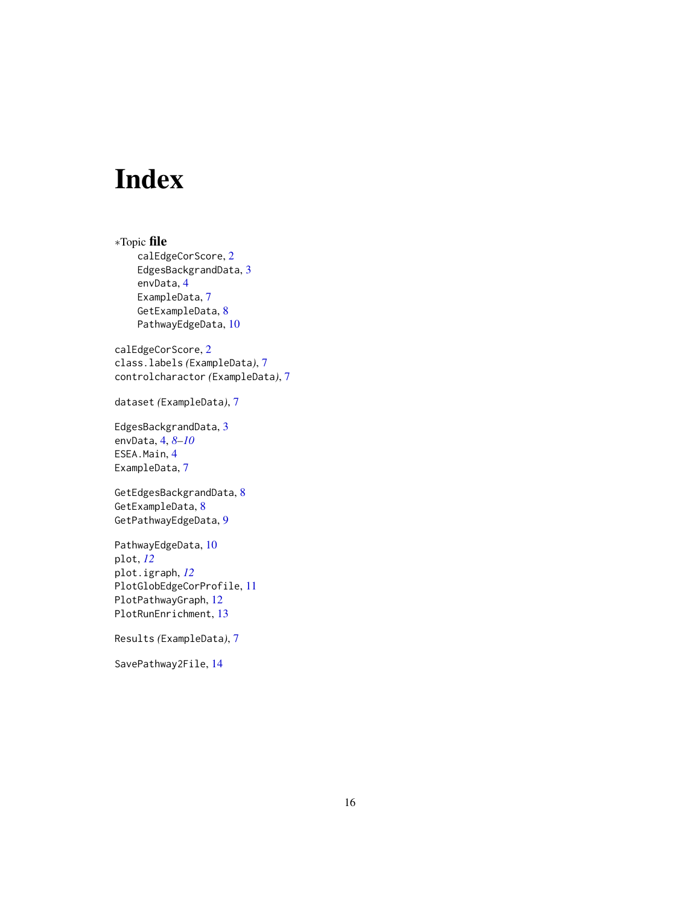# Index

*Topic **file**

- calEdgeCorScore, 2
- EdgesBackgrandData, 3
- envData, 4
- ExampleData, 7
- GetExampleData, 8
- PathwayEdgeData, 10

calEdgeCorScore, 2
class.labels *(*ExampleData*)*, 7
controlcharactor *(*ExampleData*)*, 7

dataset *(*ExampleData*)*, 7

EdgesBackgrandData, 3
envData, 4, *8–10*
ESEA.Main, 4
ExampleData, 7

GetEdgesBackgrandData, 8
GetExampleData, 8
GetPathwayEdgeData, 9

PathwayEdgeData, 10
plot, *12*
plot.igraph, *12*
PlotGlobEdgeCorProfile, 11
PlotPathwayGraph, 12
PlotRunEnrichment, 13

Results *(*ExampleData*)*, 7

SavePathway2File, 14